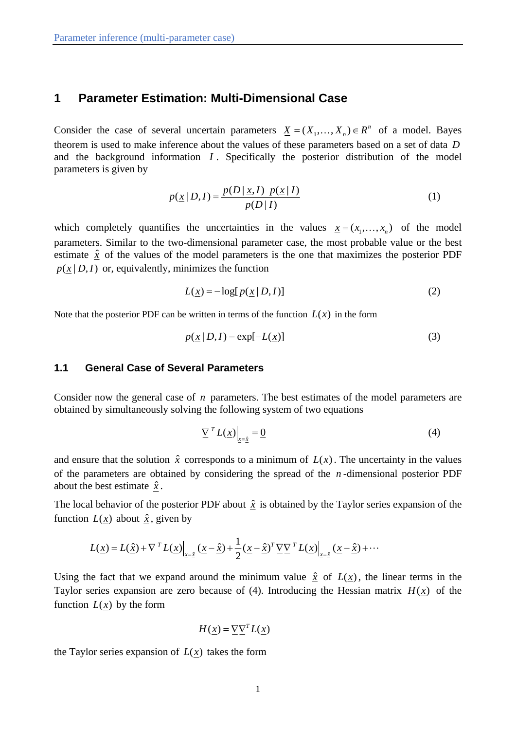# 1 Parameter Estimation: Multi-Dimensional Case

Consider the case of several uncertain parameters $\underline{X} = (X_1, \ldots, X_n) \in R^n$ of a model. Bayes theorem is used to make inference about the values of these parameters based on a set of data $D$ and the background information $I$. Specifically the posterior distribution of the model parameters is given by

$$p(\underline{x} \mid D, I) = \frac{p(D \mid \underline{x}, I) \;\; p(\underline{x} \mid I)}{p(D \mid I)} \tag{1}$$

which completely quantifies the uncertainties in the values $\underline{x} = (x_1, \ldots, x_n)$ of the model parameters. Similar to the two-dimensional parameter case, the most probable value or the best estimate $\hat{\underline{x}}$ of the values of the model parameters is the one that maximizes the posterior PDF $p(\underline{x} \mid D, I)$ or, equivalently, minimizes the function

$$L(\underline{x}) = -\log[\, p(\underline{x} \mid D, I)] \tag{2}$$

Note that the posterior PDF can be written in terms of the function $L(\underline{x})$ in the form

$$p(\underline{x} \mid D, I) = \exp[-L(\underline{x})] \tag{3}$$

## 1.1 General Case of Several Parameters

Consider now the general case of $n$ parameters. The best estimates of the model parameters are obtained by simultaneously solving the following system of two equations

$$\underline{\nabla}^T L(\underline{x})\Big|_{\underline{x}=\hat{\underline{x}}} = \underline{0} \tag{4}$$

and ensure that the solution $\hat{\underline{x}}$ corresponds to a minimum of $L(\underline{x})$. The uncertainty in the values of the parameters are obtained by considering the spread of the $n$-dimensional posterior PDF about the best estimate $\hat{\underline{x}}$.

The local behavior of the posterior PDF about $\hat{\underline{x}}$ is obtained by the Taylor series expansion of the function $L(\underline{x})$ about $\hat{\underline{x}}$, given by

$$L(\underline{x}) = L(\hat{\underline{x}}) + \nabla^T L(\underline{x})\Big|_{\underline{x}=\hat{\underline{x}}} (\underline{x} - \hat{\underline{x}}) + \frac{1}{2} (\underline{x} - \hat{\underline{x}})^T \underline{\nabla}\underline{\nabla}^T L(\underline{x})\Big|_{\underline{x}=\hat{\underline{x}}} (\underline{x} - \hat{\underline{x}}) + \cdots$$

Using the fact that we expand around the minimum value $\hat{\underline{x}}$ of $L(\underline{x})$, the linear terms in the Taylor series expansion are zero because of (4). Introducing the Hessian matrix $H(\underline{x})$ of the function $L(\underline{x})$ by the form

$$H(\underline{x}) = \underline{\nabla}\underline{\nabla}^T L(\underline{x})$$

the Taylor series expansion of $L(\underline{x})$ takes the form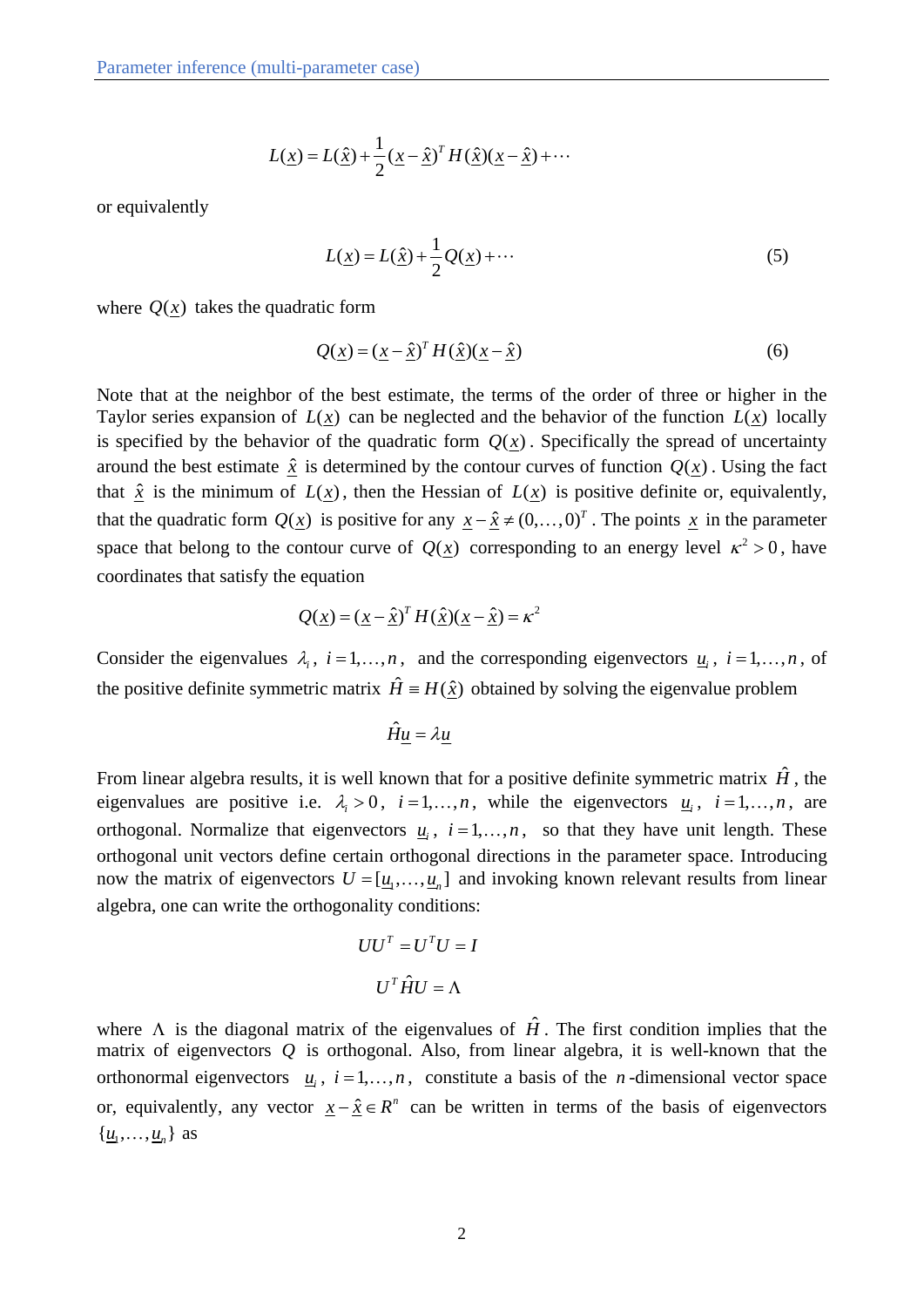$$L(\underline{x}) = L(\hat{\underline{x}}) + \frac{1}{2}(\underline{x} - \hat{\underline{x}})^T H(\hat{\underline{x}})(\underline{x} - \hat{\underline{x}}) + \cdots$$

or equivalently

$$L(\underline{x}) = L(\hat{\underline{x}}) + \frac{1}{2}Q(\underline{x}) + \cdots \tag{5}$$

where $Q(\underline{x})$ takes the quadratic form

$$Q(\underline{x}) = (\underline{x} - \hat{\underline{x}})^T H(\hat{\underline{x}})(\underline{x} - \hat{\underline{x}}) \tag{6}$$

Note that at the neighbor of the best estimate, the terms of the order of three or higher in the Taylor series expansion of $L(\underline{x})$ can be neglected and the behavior of the function $L(\underline{x})$ locally is specified by the behavior of the quadratic form $Q(\underline{x})$. Specifically the spread of uncertainty around the best estimate $\hat{\underline{x}}$ is determined by the contour curves of function $Q(\underline{x})$. Using the fact that $\hat{\underline{x}}$ is the minimum of $L(\underline{x})$, then the Hessian of $L(\underline{x})$ is positive definite or, equivalently, that the quadratic form $Q(\underline{x})$ is positive for any $\underline{x} - \hat{\underline{x}} \neq (0,\ldots,0)^T$. The points $\underline{x}$ in the parameter space that belong to the contour curve of $Q(\underline{x})$ corresponding to an energy level $\kappa^2 > 0$, have coordinates that satisfy the equation

$$Q(\underline{x}) = (\underline{x} - \hat{\underline{x}})^T H(\hat{\underline{x}})(\underline{x} - \hat{\underline{x}}) = \kappa^2$$

Consider the eigenvalues $\lambda_i$, $i = 1,\ldots,n$, and the corresponding eigenvectors $\underline{u}_i$, $i = 1,\ldots,n$, of the positive definite symmetric matrix $\hat{H} \equiv H(\hat{\underline{x}})$ obtained by solving the eigenvalue problem

$$\hat{H}\underline{u} = \lambda \underline{u}$$

From linear algebra results, it is well known that for a positive definite symmetric matrix $\hat{H}$, the eigenvalues are positive i.e. $\lambda_i > 0$, $i = 1,\ldots,n$, while the eigenvectors $\underline{u}_i$, $i = 1,\ldots,n$, are orthogonal. Normalize that eigenvectors $\underline{u}_i$, $i = 1,\ldots,n$, so that they have unit length. These orthogonal unit vectors define certain orthogonal directions in the parameter space. Introducing now the matrix of eigenvectors $U = [\underline{u}_1,\ldots,\underline{u}_n]$ and invoking known relevant results from linear algebra, one can write the orthogonality conditions:

$$UU^T = U^T U = I$$

$$U^T \hat{H} U = \Lambda$$

where $\Lambda$ is the diagonal matrix of the eigenvalues of $\hat{H}$. The first condition implies that the matrix of eigenvectors $Q$ is orthogonal. Also, from linear algebra, it is well-known that the orthonormal eigenvectors $\underline{u}_i$, $i = 1,\ldots,n$, constitute a basis of the $n$-dimensional vector space or, equivalently, any vector $\underline{x} - \hat{\underline{x}} \in R^n$ can be written in terms of the basis of eigenvectors $\{\underline{u}_1,\ldots,\underline{u}_n\}$ as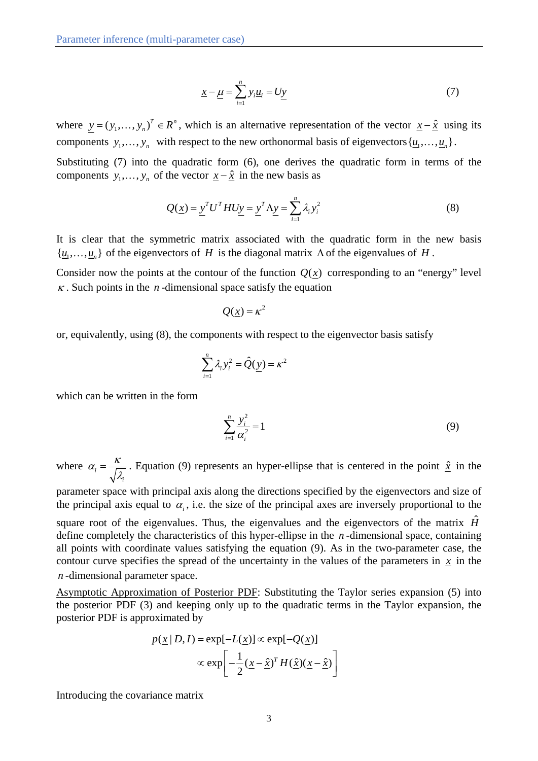$$\underline{x} - \underline{\mu} = \sum_{i=1}^{n} y_i \underline{u}_i = U\underline{y} \tag{7}$$

where $\underline{y} = (y_1, \ldots, y_n)^T \in R^n$, which is an alternative representation of the vector $\underline{x} - \hat{\underline{x}}$ using its components $y_1, \ldots, y_n$ with respect to the new orthonormal basis of eigenvectors $\{\underline{u}_1, \ldots, \underline{u}_n\}$.

Substituting (7) into the quadratic form (6), one derives the quadratic form in terms of the components $y_1, \ldots, y_n$ of the vector $\underline{x} - \hat{\underline{x}}$ in the new basis as

$$Q(\underline{x}) = \underline{y}^T U^T H U \underline{y} = \underline{y}^T \Lambda \underline{y} = \sum_{i=1}^{n} \lambda_i y_i^2 \tag{8}$$

It is clear that the symmetric matrix associated with the quadratic form in the new basis $\{\underline{u}_1, \ldots, \underline{u}_n\}$ of the eigenvectors of $H$ is the diagonal matrix $\Lambda$ of the eigenvalues of $H$.

Consider now the points at the contour of the function $Q(\underline{x})$ corresponding to an "energy" level $\kappa$. Such points in the $n$-dimensional space satisfy the equation

$$Q(\underline{x}) = \kappa^2$$

or, equivalently, using (8), the components with respect to the eigenvector basis satisfy

$$\sum_{i=1}^{n} \lambda_i y_i^2 = \hat{Q}(\underline{y}) = \kappa^2$$

which can be written in the form

$$\sum_{i=1}^{n} \frac{y_i^2}{\alpha_i^2} = 1 \tag{9}$$

where $\alpha_i = \dfrac{\kappa}{\sqrt{\lambda_i}}$. Equation (9) represents an hyper-ellipse that is centered in the point $\hat{\underline{x}}$ in the parameter space with principal axis along the directions specified by the eigenvectors and size of the principal axis equal to $\alpha_i$, i.e. the size of the principal axes are inversely proportional to the square root of the eigenvalues. Thus, the eigenvalues and the eigenvectors of the matrix $\hat{H}$ define completely the characteristics of this hyper-ellipse in the $n$-dimensional space, containing all points with coordinate values satisfying the equation (9). As in the two-parameter case, the contour curve specifies the spread of the uncertainty in the values of the parameters in $\underline{x}$ in the $n$-dimensional parameter space.

Asymptotic Approximation of Posterior PDF: Substituting the Taylor series expansion (5) into the posterior PDF (3) and keeping only up to the quadratic terms in the Taylor expansion, the posterior PDF is approximated by

$$p(\underline{x} \mid D, I) = \exp[-L(\underline{x})] \propto \exp[-Q(\underline{x})]$$
$$\propto \exp\left[-\frac{1}{2}(\underline{x} - \hat{\underline{x}})^T H(\hat{\underline{x}})(\underline{x} - \hat{\underline{x}})\right]$$

Introducing the covariance matrix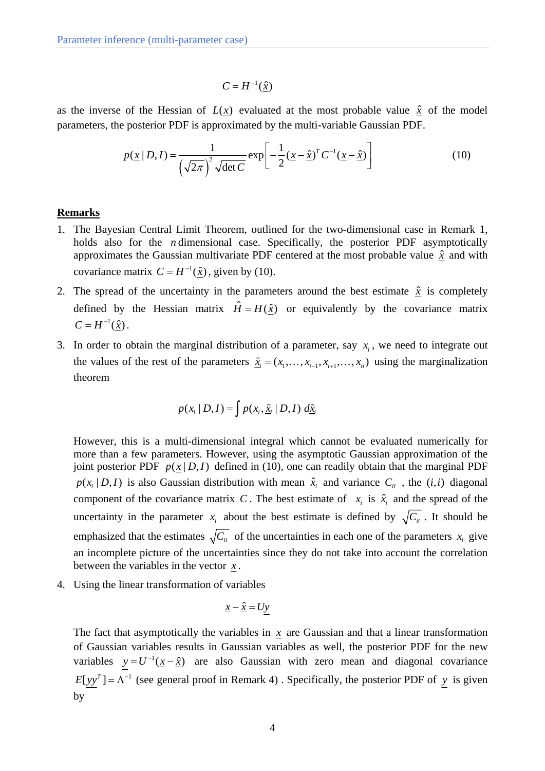$$C = H^{-1}(\underline{\hat{x}})$$

as the inverse of the Hessian of $L(\underline{x})$ evaluated at the most probable value $\underline{\hat{x}}$ of the model parameters, the posterior PDF is approximated by the multi-variable Gaussian PDF.

$$p(\underline{x} \mid D, I) = \frac{1}{\left(\sqrt{2\pi}\right)^2 \sqrt{\det C}} \exp\left[-\frac{1}{2}(\underline{x} - \underline{\hat{x}})^T C^{-1} (\underline{x} - \underline{\hat{x}})\right] \tag{10}$$

**Remarks**

1. The Bayesian Central Limit Theorem, outlined for the two-dimensional case in Remark 1, holds also for the $n$ dimensional case. Specifically, the posterior PDF asymptotically approximates the Gaussian multivariate PDF centered at the most probable value $\underline{\hat{x}}$ and with covariance matrix $C = H^{-1}(\underline{\hat{x}})$, given by (10).

2. The spread of the uncertainty in the parameters around the best estimate $\underline{\hat{x}}$ is completely defined by the Hessian matrix $\hat{H} = H(\underline{\hat{x}})$ or equivalently by the covariance matrix $C = H^{-1}(\underline{\hat{x}})$.

3. In order to obtain the marginal distribution of a parameter, say $x_i$, we need to integrate out the values of the rest of the parameters $\underline{\tilde{x}}_i = (x_1, \ldots, x_{i-1}, x_{i+1}, \ldots, x_n)$ using the marginalization theorem

   $$p(x_i \mid D, I) = \int p(x_i, \underline{\tilde{x}}_i \mid D, I)\, d\underline{\tilde{x}}_i$$

   However, this is a multi-dimensional integral which cannot be evaluated numerically for more than a few parameters. However, using the asymptotic Gaussian approximation of the joint posterior PDF $p(\underline{x} \mid D, I)$ defined in (10), one can readily obtain that the marginal PDF $p(x_i \mid D, I)$ is also Gaussian distribution with mean $\hat{x}_i$ and variance $C_{ii}$ , the $(i,i)$ diagonal component of the covariance matrix $C$. The best estimate of $x_i$ is $\hat{x}_i$ and the spread of the uncertainty in the parameter $x_i$ about the best estimate is defined by $\sqrt{C_{ii}}$. It should be emphasized that the estimates $\sqrt{C_{ii}}$ of the uncertainties in each one of the parameters $x_i$ give an incomplete picture of the uncertainties since they do not take into account the correlation between the variables in the vector $\underline{x}$.

4. Using the linear transformation of variables

   $$\underline{x} - \underline{\hat{x}} = U\underline{y}$$

   The fact that asymptotically the variables in $\underline{x}$ are Gaussian and that a linear transformation of Gaussian variables results in Gaussian variables as well, the posterior PDF for the new variables $\underline{y} = U^{-1}(\underline{x} - \underline{\hat{x}})$ are also Gaussian with zero mean and diagonal covariance $E[\underline{y}\underline{y}^T] = \Lambda^{-1}$ (see general proof in Remark 4) . Specifically, the posterior PDF of $\underline{y}$ is given by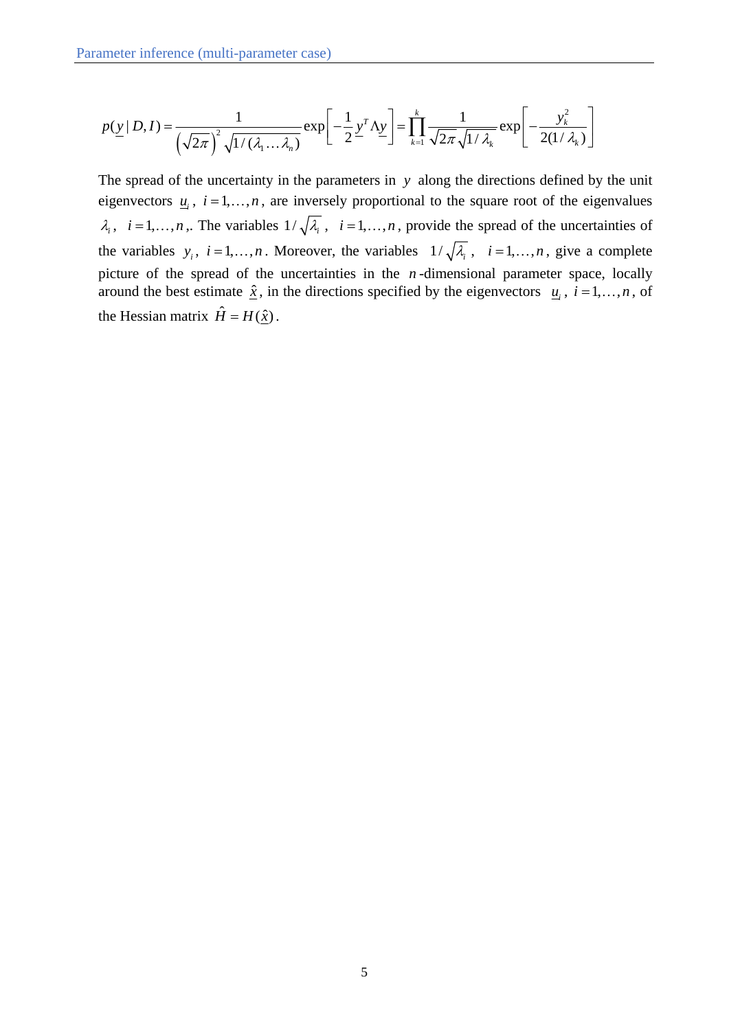$$p(\underline{y} \mid D, I) = \frac{1}{\left(\sqrt{2\pi}\right)^2 \sqrt{1/(\lambda_1 \ldots \lambda_n)}} \exp\left[-\frac{1}{2}\underline{y}^T \Lambda \underline{y}\right] = \prod_{k=1}^{k} \frac{1}{\sqrt{2\pi}\sqrt{1/\lambda_k}} \exp\left[-\frac{y_k^2}{2(1/\lambda_k)}\right]$$

The spread of the uncertainty in the parameters in $y$ along the directions defined by the unit eigenvectors $\underline{u}_i$, $i = 1,\ldots,n$, are inversely proportional to the square root of the eigenvalues $\lambda_i$, $i = 1,\ldots,n$,. The variables $1/\sqrt{\lambda_i}$, $i = 1,\ldots,n$, provide the spread of the uncertainties of the variables $y_i$, $i = 1,\ldots,n$. Moreover, the variables $1/\sqrt{\lambda_i}$, $i = 1,\ldots,n$, give a complete picture of the spread of the uncertainties in the $n$-dimensional parameter space, locally around the best estimate $\hat{\underline{x}}$, in the directions specified by the eigenvectors $\underline{u}_i$, $i = 1,\ldots,n$, of the Hessian matrix $\hat{H} = H(\hat{\underline{x}})$.